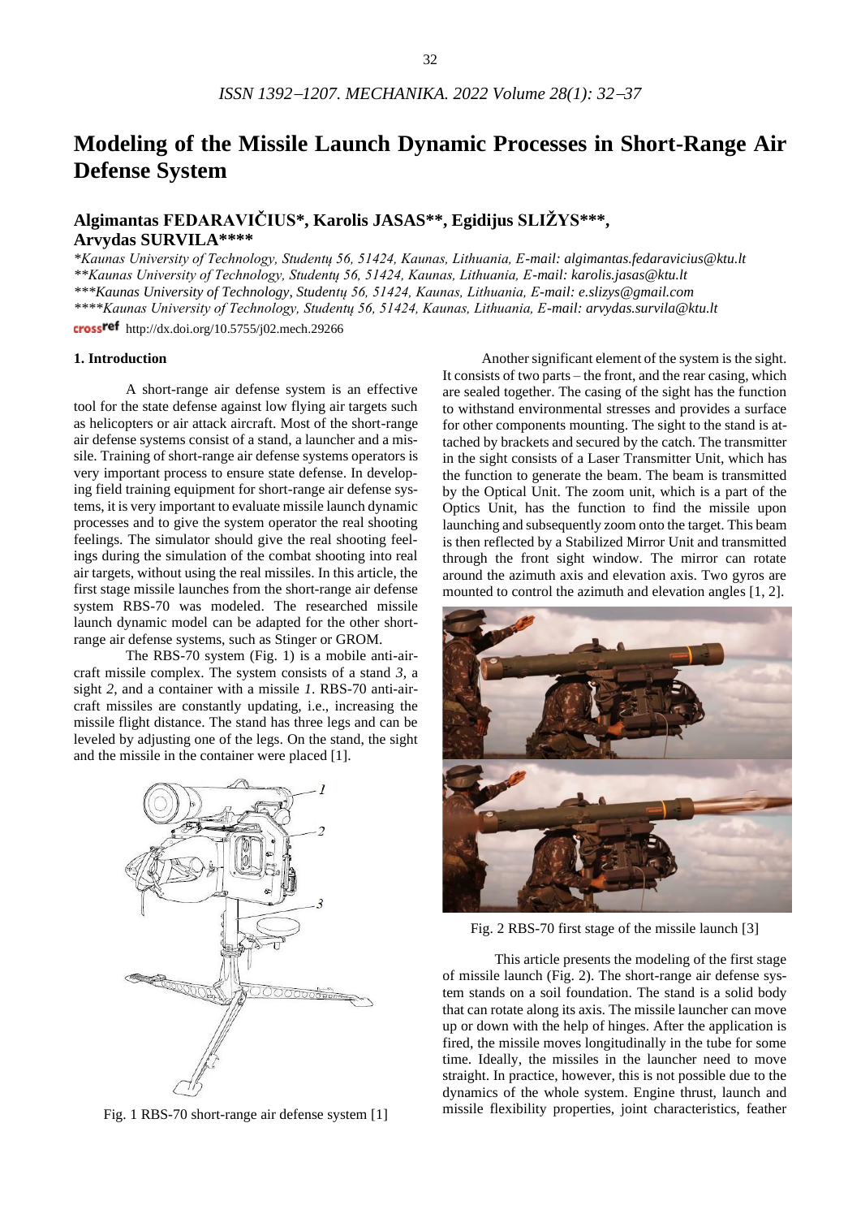# Modeling of the Missile Launch Dynamic Processes in Short-Range Air Defense System

## Algimantas FEDARAVIČIUS*, Karolis JASAS**, Egidijus SLIŽYS***, Arvydas SURVILA****

*\*Kaunas University of Technology, Studentų 56, 51424, Kaunas, Lithuania, E-mail: algimantas.fedaravicius@ktu.lt*
*\*\*Kaunas University of Technology, Studentų 56, 51424, Kaunas, Lithuania, E-mail: karolis.jasas@ktu.lt*
*\*\*\*Kaunas University of Technology, Studentų 56, 51424, Kaunas, Lithuania, E-mail: e.slizys@gmail.com*
*\*\*\*\*Kaunas University of Technology, Studentų 56, 51424, Kaunas, Lithuania, E-mail: arvydas.survila@ktu.lt*

crossref http://dx.doi.org/10.5755/j02.mech.29266

### 1. Introduction

A short-range air defense system is an effective tool for the state defense against low flying air targets such as helicopters or air attack aircraft. Most of the short-range air defense systems consist of a stand, a launcher and a missile. Training of short-range air defense systems operators is very important process to ensure state defense. In developing field training equipment for short-range air defense systems, it is very important to evaluate missile launch dynamic processes and to give the system operator the real shooting feelings. The simulator should give the real shooting feelings during the simulation of the combat shooting into real air targets, without using the real missiles. In this article, the first stage missile launches from the short-range air defense system RBS-70 was modeled. The researched missile launch dynamic model can be adapted for the other short-range air defense systems, such as Stinger or GROM.

The RBS-70 system (Fig. 1) is a mobile anti-aircraft missile complex. The system consists of a stand *3*, a sight *2*, and a container with a missile *1*. RBS-70 anti-aircraft missiles are constantly updating, i.e., increasing the missile flight distance. The stand has three legs and can be leveled by adjusting one of the legs. On the stand, the sight and the missile in the container were placed [1].

Fig. 1 RBS-70 short-range air defense system [1]

Another significant element of the system is the sight. It consists of two parts – the front, and the rear casing, which are sealed together. The casing of the sight has the function to withstand environmental stresses and provides a surface for other components mounting. The sight to the stand is attached by brackets and secured by the catch. The transmitter in the sight consists of a Laser Transmitter Unit, which has the function to generate the beam. The beam is transmitted by the Optical Unit. The zoom unit, which is a part of the Optics Unit, has the function to find the missile upon launching and subsequently zoom onto the target. This beam is then reflected by a Stabilized Mirror Unit and transmitted through the front sight window. The mirror can rotate around the azimuth axis and elevation axis. Two gyros are mounted to control the azimuth and elevation angles [1, 2].

Fig. 2 RBS-70 first stage of the missile launch [3]

This article presents the modeling of the first stage of missile launch (Fig. 2). The short-range air defense system stands on a soil foundation. The stand is a solid body that can rotate along its axis. The missile launcher can move up or down with the help of hinges. After the application is fired, the missile moves longitudinally in the tube for some time. Ideally, the missiles in the launcher need to move straight. In practice, however, this is not possible due to the dynamics of the whole system. Engine thrust, launch and missile flexibility properties, joint characteristics, feather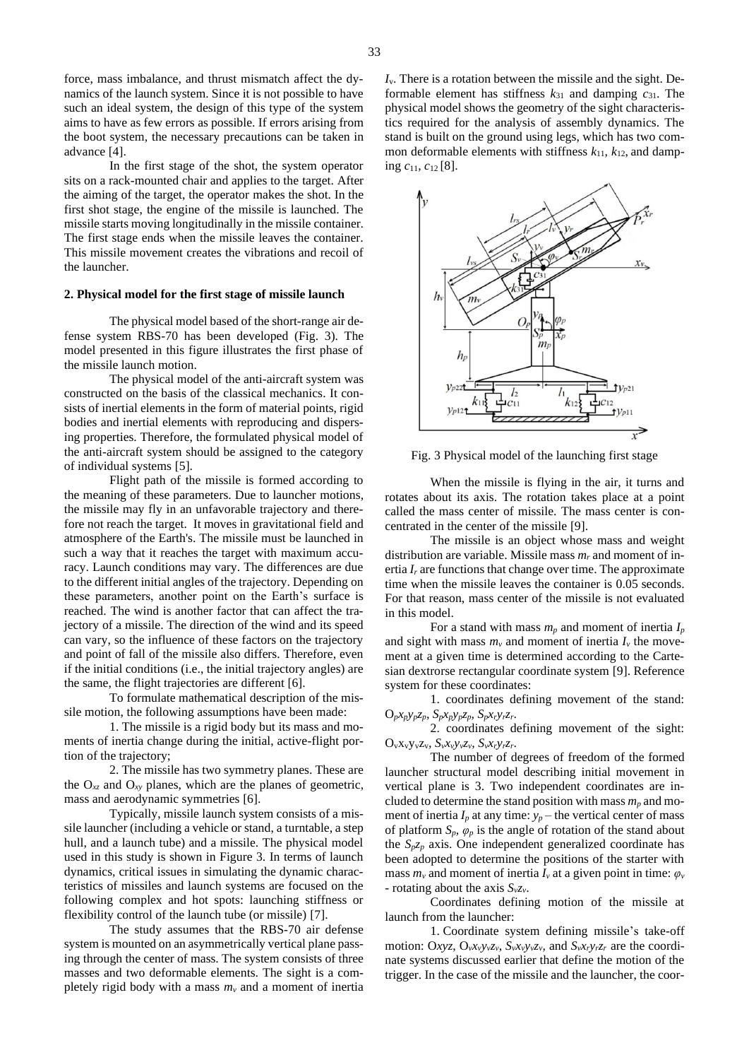force, mass imbalance, and thrust mismatch affect the dynamics of the launch system. Since it is not possible to have such an ideal system, the design of this type of the system aims to have as few errors as possible. If errors arising from the boot system, the necessary precautions can be taken in advance [4].

In the first stage of the shot, the system operator sits on a rack-mounted chair and applies to the target. After the aiming of the target, the operator makes the shot. In the first shot stage, the engine of the missile is launched. The missile starts moving longitudinally in the missile container. The first stage ends when the missile leaves the container. This missile movement creates the vibrations and recoil of the launcher.

## 2. Physical model for the first stage of missile launch

The physical model based of the short-range air defense system RBS-70 has been developed (Fig. 3). The model presented in this figure illustrates the first phase of the missile launch motion.

The physical model of the anti-aircraft system was constructed on the basis of the classical mechanics. It consists of inertial elements in the form of material points, rigid bodies and inertial elements with reproducing and dispersing properties. Therefore, the formulated physical model of the anti-aircraft system should be assigned to the category of individual systems [5].

Flight path of the missile is formed according to the meaning of these parameters. Due to launcher motions, the missile may fly in an unfavorable trajectory and therefore not reach the target. It moves in gravitational field and atmosphere of the Earth's. The missile must be launched in such a way that it reaches the target with maximum accuracy. Launch conditions may vary. The differences are due to the different initial angles of the trajectory. Depending on these parameters, another point on the Earth's surface is reached. The wind is another factor that can affect the trajectory of a missile. The direction of the wind and its speed can vary, so the influence of these factors on the trajectory and point of fall of the missile also differs. Therefore, even if the initial conditions (i.e., the initial trajectory angles) are the same, the flight trajectories are different [6].

To formulate mathematical description of the missile motion, the following assumptions have been made:

1. The missile is a rigid body but its mass and moments of inertia change during the initial, active-flight portion of the trajectory;

2. The missile has two symmetry planes. These are the $O_{xz}$ and $O_{xy}$ planes, which are the planes of geometric, mass and aerodynamic symmetries [6].

Typically, missile launch system consists of a missile launcher (including a vehicle or stand, a turntable, a step hull, and a launch tube) and a missile. The physical model used in this study is shown in Figure 3. In terms of launch dynamics, critical issues in simulating the dynamic characteristics of missiles and launch systems are focused on the following complex and hot spots: launching stiffness or flexibility control of the launch tube (or missile) [7].

The study assumes that the RBS-70 air defense system is mounted on an asymmetrically vertical plane passing through the center of mass. The system consists of three masses and two deformable elements. The sight is a completely rigid body with a mass $m_v$ and a moment of inertia $I_v$. There is a rotation between the missile and the sight. Deformable element has stiffness $k_{31}$ and damping $c_{31}$. The physical model shows the geometry of the sight characteristics required for the analysis of assembly dynamics. The stand is built on the ground using legs, which has two common deformable elements with stiffness $k_{11}$, $k_{12}$, and damping $c_{11}$, $c_{12}$ [8].

Fig. 3 Physical model of the launching first stage

When the missile is flying in the air, it turns and rotates about its axis. The rotation takes place at a point called the mass center of missile. The mass center is concentrated in the center of the missile [9].

The missile is an object whose mass and weight distribution are variable. Missile mass $m_r$ and moment of inertia $I_r$ are functions that change over time. The approximate time when the missile leaves the container is 0.05 seconds. For that reason, mass center of the missile is not evaluated in this model.

For a stand with mass $m_p$ and moment of inertia $I_p$ and sight with mass $m_v$ and moment of inertia $I_v$ the movement at a given time is determined according to the Cartesian dextrorse rectangular coordinate system [9]. Reference system for these coordinates:

1. coordinates defining movement of the stand: $O_px_py_pz_p$, $S_px_py_pz_p$, $S_px_ry_rz_r$.

2. coordinates defining movement of the sight: $O_vx_vy_vz_v$, $S_vx_vy_vz_v$, $S_vx_ry_rz_r$.

The number of degrees of freedom of the formed launcher structural model describing initial movement in vertical plane is 3. Two independent coordinates are included to determine the stand position with mass $m_p$ and moment of inertia $I_p$ at any time: $y_p$ – the vertical center of mass of platform $S_p$, $\varphi_p$ is the angle of rotation of the stand about the $S_pz_p$ axis. One independent generalized coordinate has been adopted to determine the positions of the starter with mass $m_v$ and moment of inertia $I_v$ at a given point in time: $\varphi_v$ - rotating about the axis $S_vz_v$.

Coordinates defining motion of the missile at launch from the launcher:

1. Coordinate system defining missile's take-off motion: $Oxyz$, $O_vx_vy_vz_v$, $S_vx_vy_vz_v$, and $S_vx_ry_rz_r$ are the coordinate systems discussed earlier that define the motion of the trigger. In the case of the missile and the launcher, the coor-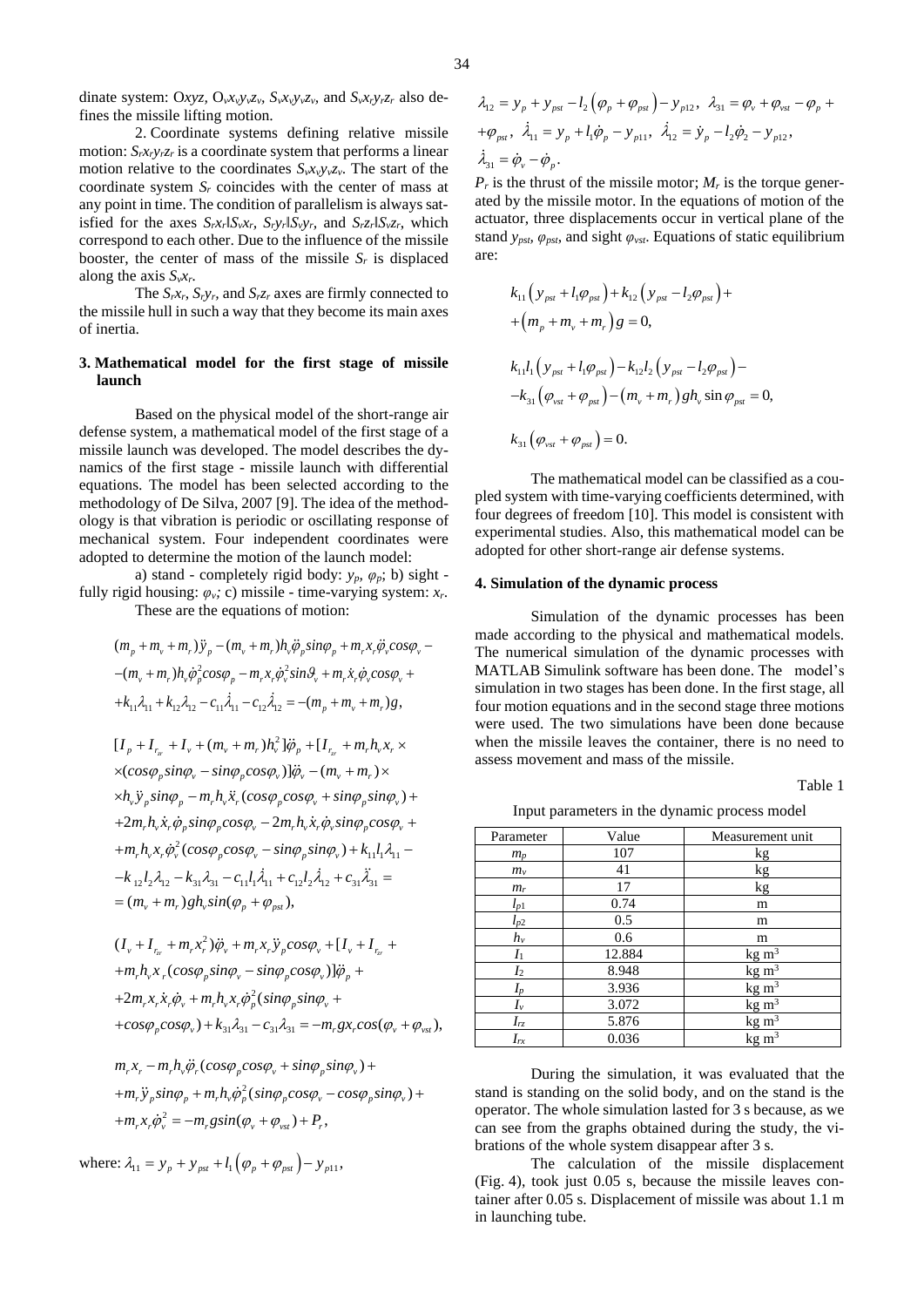dinate system: O$xyz$, $O_vx_vy_vz_v$, $S_vx_vy_vz_v$, and $S_rx_ry_rz_r$ also defines the missile lifting motion.

2. Coordinate systems defining relative missile motion: $S_rx_ry_rz_r$ is a coordinate system that performs a linear motion relative to the coordinates $S_vx_vy_vz_v$. The start of the coordinate system $S_r$ coincides with the center of mass at any point in time. The condition of parallelism is always satisfied for the axes $S_rx_r \| S_vx_r$, $S_ry_r \| S_vy_r$, and $S_rz_r \| S_vz_r$, which correspond to each other. Due to the influence of the missile booster, the center of mass of the missile $S_r$ is displaced along the axis $S_vx_r$.

The $S_rx_r$, $S_ry_r$, and $S_rz_r$ axes are firmly connected to the missile hull in such a way that they become its main axes of inertia.

## 3. Mathematical model for the first stage of missile launch

Based on the physical model of the short-range air defense system, a mathematical model of the first stage of a missile launch was developed. The model describes the dynamics of the first stage - missile launch with differential equations. The model has been selected according to the methodology of De Silva, 2007 [9]. The idea of the methodology is that vibration is periodic or oscillating response of mechanical system. Four independent coordinates were adopted to determine the motion of the launch model:

a) stand - completely rigid body: $y_p$, $\varphi_p$; b) sight - fully rigid housing: $\varphi_v$; c) missile - time-varying system: $x_r$.

These are the equations of motion:

$$(m_p + m_v + m_r)\ddot{y}_p - (m_v + m_r)h_v\ddot{\varphi}_p sin\varphi_p + m_r x_r\ddot{\varphi}_v cos\varphi_v -$$
$$-(m_v + m_r)h_v\dot{\varphi}_p^2 cos\varphi_p - m_r x_r\dot{\varphi}_v^2 sin\vartheta_v + m_r\dot{x}_r\dot{\varphi}_v cos\varphi_v +$$
$$+k_{11}\lambda_{11} + k_{12}\lambda_{12} - c_{11}\dot{\lambda}_{11} - c_{12}\dot{\lambda}_{12} = -(m_p + m_v + m_r)g,$$

$$[I_p + I_{r_{zr}} + I_v + (m_v + m_r)h_v^2]\ddot{\varphi}_p + [I_{r_{zr}} + m_r h_v x_r \times$$
$$\times(cos\varphi_p sin\varphi_v - sin\varphi_p cos\varphi_v)]\ddot{\varphi}_v - (m_v + m_r)\times$$
$$\times h_v\ddot{y}_p sin\varphi_p - m_r h_v\ddot{x}_r(cos\varphi_p cos\varphi_v + sin\varphi_p sin\varphi_v) +$$
$$+2m_r h_v\dot{x}_r\dot{\varphi}_p sin\varphi_p cos\varphi_v - 2m_r h_v\dot{x}_r\dot{\varphi}_v sin\varphi_p cos\varphi_v +$$
$$+m_r h_v x_r\dot{\varphi}_v^2(cos\varphi_p cos\varphi_v - sin\varphi_p sin\varphi_v) + k_{11}l_1\lambda_{11} -$$
$$-k_{12}l_2\lambda_{12} - k_{31}\lambda_{31} - c_{11}l_1\dot{\lambda}_{11} + c_{12}l_2\dot{\lambda}_{12} + c_{31}\ddot{\lambda}_{31} =$$
$$= (m_v + m_r)gh_v sin(\varphi_p + \varphi_{pst}),$$

$$(I_v + I_{r_{zr}} + m_r x_r^2)\ddot{\varphi}_v + m_r x_r\ddot{y}_p cos\varphi_v + [I_v + I_{r_{zr}} +$$
$$+m_r h_v x_r(cos\varphi_p sin\varphi_v - sin\varphi_p cos\varphi_v)]\ddot{\varphi}_p +$$
$$+2m_r x_r\dot{x}_r\dot{\varphi}_v + m_r h_v x_r\dot{\varphi}_p^2(sin\varphi_p sin\varphi_v +$$
$$+cos\varphi_p cos\varphi_v) + k_{31}\lambda_{31} - c_{31}\lambda_{31} = -m_r g x_r cos(\varphi_v + \varphi_{vst}),$$

$$m_r x_r - m_r h_v\ddot{\varphi}_r(cos\varphi_p cos\varphi_v + sin\varphi_p sin\varphi_v) +$$
$$+m_r\ddot{y}_p sin\varphi_p + m_r h_v\dot{\varphi}_p^2(sin\varphi_p cos\varphi_v - cos\varphi_p sin\varphi_v) +$$
$$+m_r x_r\dot{\varphi}_v^2 = -m_r g sin(\varphi_v + \varphi_{vst}) + P_r,$$

where: $\lambda_{11} = y_p + y_{pst} + l_1(\varphi_p + \varphi_{pst}) - y_{p11}$,

$\lambda_{12} = y_p + y_{pst} - l_2(\varphi_p + \varphi_{pst}) - y_{p12}$, $\lambda_{31} = \varphi_v + \varphi_{vst} - \varphi_p + \varphi_{pst}$, $\dot{\lambda}_{11} = y_p + l_1\dot{\varphi}_p - y_{p11}$, $\dot{\lambda}_{12} = \dot{y}_p - l_2\dot{\varphi}_2 - y_{p12}$, $\dot{\lambda}_{31} = \dot{\varphi}_v - \dot{\varphi}_p$.

$P_r$ is the thrust of the missile motor; $M_r$ is the torque generated by the missile motor. In the equations of motion of the actuator, three displacements occur in vertical plane of the stand $y_{pst}$, $\varphi_{pst}$, and sight $\varphi_{vst}$. Equations of static equilibrium are:

$$k_{11}(y_{pst} + l_1\varphi_{pst}) + k_{12}(y_{pst} - l_2\varphi_{pst}) +$$
$$+(m_p + m_v + m_r)g = 0,$$

$$k_{11}l_1(y_{pst} + l_1\varphi_{pst}) - k_{12}l_2(y_{pst} - l_2\varphi_{pst}) -$$
$$-k_{31}(\varphi_{vst} + \varphi_{pst}) - (m_v + m_r)gh_v \sin\varphi_{pst} = 0,$$

$$k_{31}(\varphi_{vst} + \varphi_{pst}) = 0.$$

The mathematical model can be classified as a coupled system with time-varying coefficients determined, with four degrees of freedom [10]. This model is consistent with experimental studies. Also, this mathematical model can be adopted for other short-range air defense systems.

## 4. Simulation of the dynamic process

Simulation of the dynamic processes has been made according to the physical and mathematical models. The numerical simulation of the dynamic processes with MATLAB Simulink software has been done. The model's simulation in two stages has been done. In the first stage, all four motion equations and in the second stage three motions were used. The two simulations have been done because when the missile leaves the container, there is no need to assess movement and mass of the missile.

Table 1

Input parameters in the dynamic process model

| Parameter | Value | Measurement unit |
|---|---|---|
| $m_p$ | 107 | kg |
| $m_v$ | 41 | kg |
| $m_r$ | 17 | kg |
| $l_{p1}$ | 0.74 | m |
| $l_{p2}$ | 0.5 | m |
| $h_v$ | 0.6 | m |
| $I_1$ | 12.884 | kg m$^3$ |
| $I_2$ | 8.948 | kg m$^3$ |
| $I_p$ | 3.936 | kg m$^3$ |
| $I_v$ | 3.072 | kg m$^3$ |
| $I_{rz}$ | 5.876 | kg m$^3$ |
| $I_{rx}$ | 0.036 | kg m$^3$ |

During the simulation, it was evaluated that the stand is standing on the solid body, and on the stand is the operator. The whole simulation lasted for 3 s because, as we can see from the graphs obtained during the study, the vibrations of the whole system disappear after 3 s.

The calculation of the missile displacement (Fig. 4), took just 0.05 s, because the missile leaves container after 0.05 s. Displacement of missile was about 1.1 m in launching tube.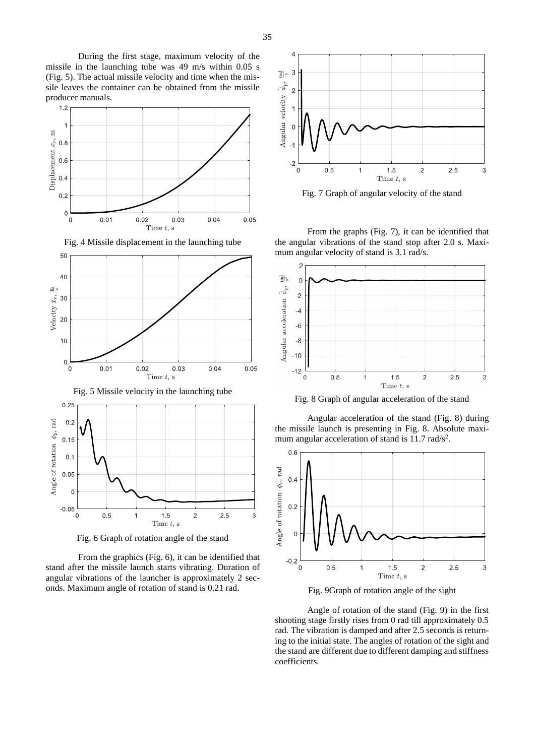During the first stage, maximum velocity of the missile in the launching tube was 49 m/s within 0.05 s (Fig. 5). The actual missile velocity and time when the missile leaves the container can be obtained from the missile producer manuals.

Fig. 4 Missile displacement in the launching tube

Fig. 5 Missile velocity in the launching tube

Fig. 6 Graph of rotation angle of the stand

From the graphics (Fig. 6), it can be identified that stand after the missile launch starts vibrating. Duration of angular vibrations of the launcher is approximately 2 seconds. Maximum angle of rotation of stand is 0.21 rad.

Fig. 7 Graph of angular velocity of the stand

From the graphs (Fig. 7), it can be identified that the angular vibrations of the stand stop after 2.0 s. Maximum angular velocity of stand is 3.1 rad/s.

Fig. 8 Graph of angular acceleration of the stand

Angular acceleration of the stand (Fig. 8) during the missile launch is presenting in Fig. 8. Absolute maximum angular acceleration of stand is 11.7 rad/s$^2$.

Fig. 9Graph of rotation angle of the sight

Angle of rotation of the stand (Fig. 9) in the first shooting stage firstly rises from 0 rad till approximately 0.5 rad. The vibration is damped and after 2.5 seconds is returning to the initial state. The angles of rotation of the sight and the stand are different due to different damping and stiffness coefficients.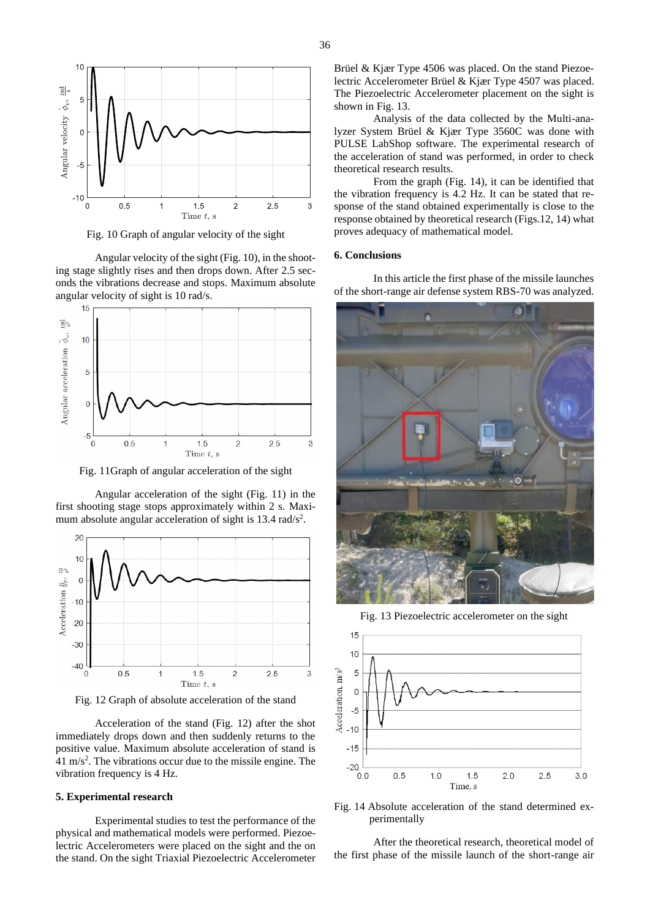Fig. 10 Graph of angular velocity of the sight

Angular velocity of the sight (Fig. 10), in the shooting stage slightly rises and then drops down. After 2.5 seconds the vibrations decrease and stops. Maximum absolute angular velocity of sight is 10 rad/s.

Fig. 11Graph of angular acceleration of the sight

Angular acceleration of the sight (Fig. 11) in the first shooting stage stops approximately within 2 s. Maximum absolute angular acceleration of sight is 13.4 rad/s$^2$.

Fig. 12 Graph of absolute acceleration of the stand

Acceleration of the stand (Fig. 12) after the shot immediately drops down and then suddenly returns to the positive value. Maximum absolute acceleration of stand is 41 m/s$^2$. The vibrations occur due to the missile engine. The vibration frequency is 4 Hz.

## 5. Experimental research

Experimental studies to test the performance of the physical and mathematical models were performed. Piezoelectric Accelerometers were placed on the sight and the on the stand. On the sight Triaxial Piezoelectric Accelerometer Brüel & Kjær Type 4506 was placed. On the stand Piezoelectric Accelerometer Brüel & Kjær Type 4507 was placed. The Piezoelectric Accelerometer placement on the sight is shown in Fig. 13.

Analysis of the data collected by the Multi-analyzer System Brüel & Kjær Type 3560C was done with PULSE LabShop software. The experimental research of the acceleration of stand was performed, in order to check theoretical research results.

From the graph (Fig. 14), it can be identified that the vibration frequency is 4.2 Hz. It can be stated that response of the stand obtained experimentally is close to the response obtained by theoretical research (Figs.12, 14) what proves adequacy of mathematical model.

## 6. Conclusions

In this article the first phase of the missile launches of the short-range air defense system RBS-70 was analyzed.

Fig. 13 Piezoelectric accelerometer on the sight

Fig. 14 Absolute acceleration of the stand determined experimentally

After the theoretical research, theoretical model of the first phase of the missile launch of the short-range air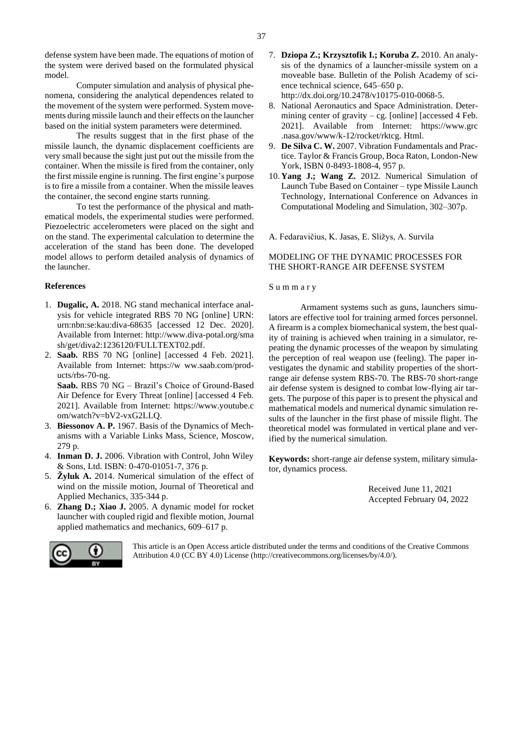defense system have been made. The equations of motion of the system were derived based on the formulated physical model.

Computer simulation and analysis of physical phenomena, considering the analytical dependences related to the movement of the system were performed. System movements during missile launch and their effects on the launcher based on the initial system parameters were determined.

The results suggest that in the first phase of the missile launch, the dynamic displacement coefficients are very small because the sight just put out the missile from the container. When the missile is fired from the container, only the first missile engine is running. The first engine's purpose is to fire a missile from a container. When the missile leaves the container, the second engine starts running.

To test the performance of the physical and mathematical models, the experimental studies were performed. Piezoelectric accelerometers were placed on the sight and on the stand. The experimental calculation to determine the acceleration of the stand has been done. The developed model allows to perform detailed analysis of dynamics of the launcher.

## References

1. **Dugalic, A.** 2018. NG stand mechanical interface analysis for vehicle integrated RBS 70 NG [online] URN: urn:nbn:se:kau:diva-68635 [accessed 12 Dec. 2020]. Available from Internet: http://www.diva-potal.org/smash/get/diva2:1236120/FULLTEXT02.pdf.
2. **Saab.** RBS 70 NG [online] [accessed 4 Feb. 2021]. Available from Internet: https://w ww.saab.com/products/rbs-70-ng.
   **Saab.** RBS 70 NG – Brazil's Choice of Ground-Based Air Defence for Every Threat [online] [accessed 4 Feb. 2021]. Available from Internet: https://www.youtube.com/watch?v=bV2-vxG2LLQ.
3. **Biessonov A. P.** 1967. Basis of the Dynamics of Mechanisms with a Variable Links Mass, Science, Moscow, 279 p.
4. **Inman D. J.** 2006. Vibration with Control, John Wiley & Sons, Ltd. ISBN: 0-470-01051-7, 376 p.
5. **Żyluk A.** 2014. Numerical simulation of the effect of wind on the missile motion, Journal of Theoretical and Applied Mechanics, 335-344 p.
6. **Zhang D.; Xiao J.** 2005. A dynamic model for rocket launcher with coupled rigid and flexible motion, Journal applied mathematics and mechanics, 609–617 p.
7. **Dziopa Z.; Krzysztofik I.; Koruba Z.** 2010. An analysis of the dynamics of a launcher-missile system on a moveable base. Bulletin of the Polish Academy of science technical science, 645–650 p. http://dx.doi.org/10.2478/v10175-010-0068-5.
8. National Aeronautics and Space Administration. Determining center of gravity – cg. [online] [accessed 4 Feb. 2021]. Available from Internet: https://www.grc.nasa.gov/www/k-12/rocket/rktcg. Html.
9. **De Silva C. W.** 2007. Vibration Fundamentals and Practice. Taylor & Francis Group, Boca Raton, London-New York, ISBN 0-8493-1808-4, 957 p.
10. **Yang J.; Wang Z.** 2012. Numerical Simulation of Launch Tube Based on Container – type Missile Launch Technology, International Conference on Advances in Computational Modeling and Simulation, 302–307p.

A. Fedaravičius, K. Jasas, E. Sližys, A. Survila

MODELING OF THE DYNAMIC PROCESSES FOR THE SHORT-RANGE AIR DEFENSE SYSTEM

S u m m a r y

Armament systems such as guns, launchers simulators are effective tool for training armed forces personnel. A firearm is a complex biomechanical system, the best quality of training is achieved when training in a simulator, repeating the dynamic processes of the weapon by simulating the perception of real weapon use (feeling). The paper investigates the dynamic and stability properties of the short-range air defense system RBS-70. The RBS-70 short-range air defense system is designed to combat low-flying air targets. The purpose of this paper is to present the physical and mathematical models and numerical dynamic simulation results of the launcher in the first phase of missile flight. The theoretical model was formulated in vertical plane and verified by the numerical simulation.

**Keywords:** short-range air defense system, military simulator, dynamics process.

Received June 11, 2021
Accepted February 04, 2022

This article is an Open Access article distributed under the terms and conditions of the Creative Commons Attribution 4.0 (CC BY 4.0) License (http://creativecommons.org/licenses/by/4.0/).